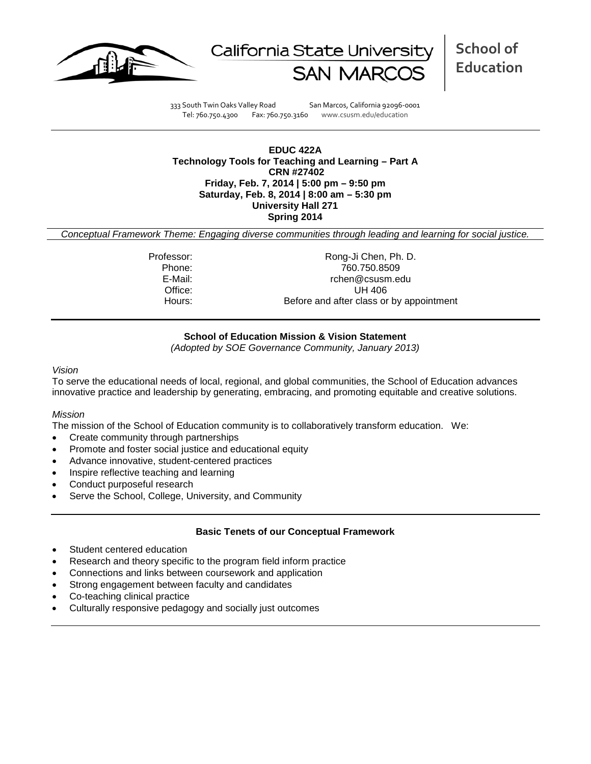California State University SAN MARCOS

**School of Education**

333 South Twin Oaks Valley Road San Marcos, California 92096-0001
Tel: 760.750.4300 Fax: 760.750.3160 www.csusm.edu/education

**EDUC 422A**
**Technology Tools for Teaching and Learning – Part A**
**CRN #27402**
**Friday, Feb. 7, 2014 | 5:00 pm – 9:50 pm**
**Saturday, Feb. 8, 2014 | 8:00 am – 5:30 pm**
**University Hall 271**
**Spring 2014**

*Conceptual Framework Theme: Engaging diverse communities through leading and learning for social justice.*

| | |
|---|---|
| Professor: | Rong-Ji Chen, Ph. D. |
| Phone: | 760.750.8509 |
| E-Mail: | rchen@csusm.edu |
| Office: | UH 406 |
| Hours: | Before and after class or by appointment |

**School of Education Mission & Vision Statement**
*(Adopted by SOE Governance Community, January 2013)*

*Vision*
To serve the educational needs of local, regional, and global communities, the School of Education advances innovative practice and leadership by generating, embracing, and promoting equitable and creative solutions.

*Mission*
The mission of the School of Education community is to collaboratively transform education. We:

- Create community through partnerships
- Promote and foster social justice and educational equity
- Advance innovative, student-centered practices
- Inspire reflective teaching and learning
- Conduct purposeful research
- Serve the School, College, University, and Community

**Basic Tenets of our Conceptual Framework**

- Student centered education
- Research and theory specific to the program field inform practice
- Connections and links between coursework and application
- Strong engagement between faculty and candidates
- Co-teaching clinical practice
- Culturally responsive pedagogy and socially just outcomes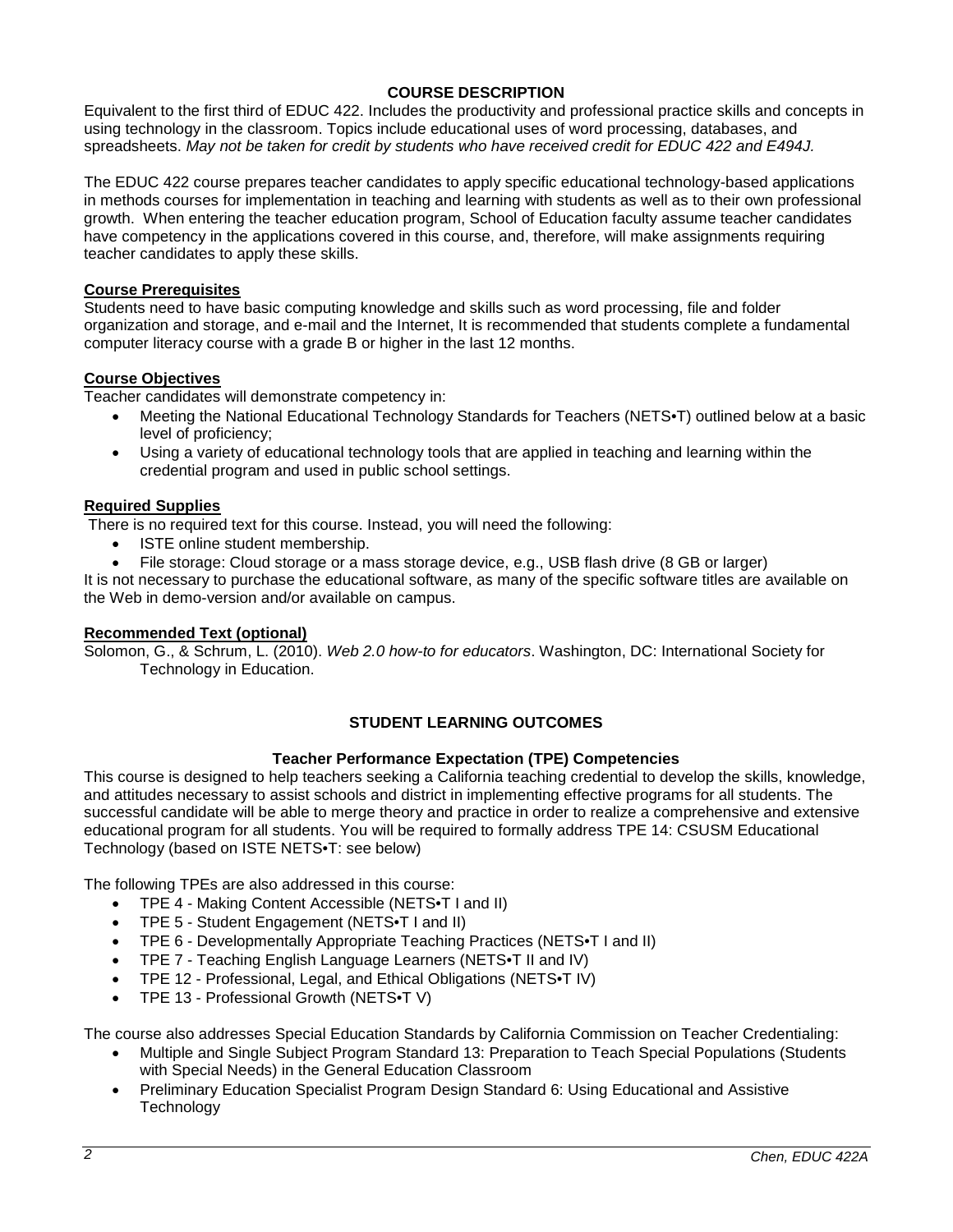## COURSE DESCRIPTION

Equivalent to the first third of EDUC 422. Includes the productivity and professional practice skills and concepts in using technology in the classroom. Topics include educational uses of word processing, databases, and spreadsheets. *May not be taken for credit by students who have received credit for EDUC 422 and E494J.*

The EDUC 422 course prepares teacher candidates to apply specific educational technology-based applications in methods courses for implementation in teaching and learning with students as well as to their own professional growth. When entering the teacher education program, School of Education faculty assume teacher candidates have competency in the applications covered in this course, and, therefore, will make assignments requiring teacher candidates to apply these skills.

### Course Prerequisites

Students need to have basic computing knowledge and skills such as word processing, file and folder organization and storage, and e-mail and the Internet, It is recommended that students complete a fundamental computer literacy course with a grade B or higher in the last 12 months.

### Course Objectives

Teacher candidates will demonstrate competency in:

- Meeting the National Educational Technology Standards for Teachers (NETS•T) outlined below at a basic level of proficiency;
- Using a variety of educational technology tools that are applied in teaching and learning within the credential program and used in public school settings.

### Required Supplies

There is no required text for this course. Instead, you will need the following:

- ISTE online student membership.
- File storage: Cloud storage or a mass storage device, e.g., USB flash drive (8 GB or larger)

It is not necessary to purchase the educational software, as many of the specific software titles are available on the Web in demo-version and/or available on campus.

### Recommended Text (optional)

Solomon, G., & Schrum, L. (2010). *Web 2.0 how-to for educators*. Washington, DC: International Society for Technology in Education.

## STUDENT LEARNING OUTCOMES

### Teacher Performance Expectation (TPE) Competencies

This course is designed to help teachers seeking a California teaching credential to develop the skills, knowledge, and attitudes necessary to assist schools and district in implementing effective programs for all students. The successful candidate will be able to merge theory and practice in order to realize a comprehensive and extensive educational program for all students. You will be required to formally address TPE 14: CSUSM Educational Technology (based on ISTE NETS•T: see below)

The following TPEs are also addressed in this course:

- TPE 4 - Making Content Accessible (NETS•T I and II)
- TPE 5 - Student Engagement (NETS•T I and II)
- TPE 6 - Developmentally Appropriate Teaching Practices (NETS•T I and II)
- TPE 7 - Teaching English Language Learners (NETS•T II and IV)
- TPE 12 - Professional, Legal, and Ethical Obligations (NETS•T IV)
- TPE 13 - Professional Growth (NETS•T V)

The course also addresses Special Education Standards by California Commission on Teacher Credentialing:

- Multiple and Single Subject Program Standard 13: Preparation to Teach Special Populations (Students with Special Needs) in the General Education Classroom
- Preliminary Education Specialist Program Design Standard 6: Using Educational and Assistive Technology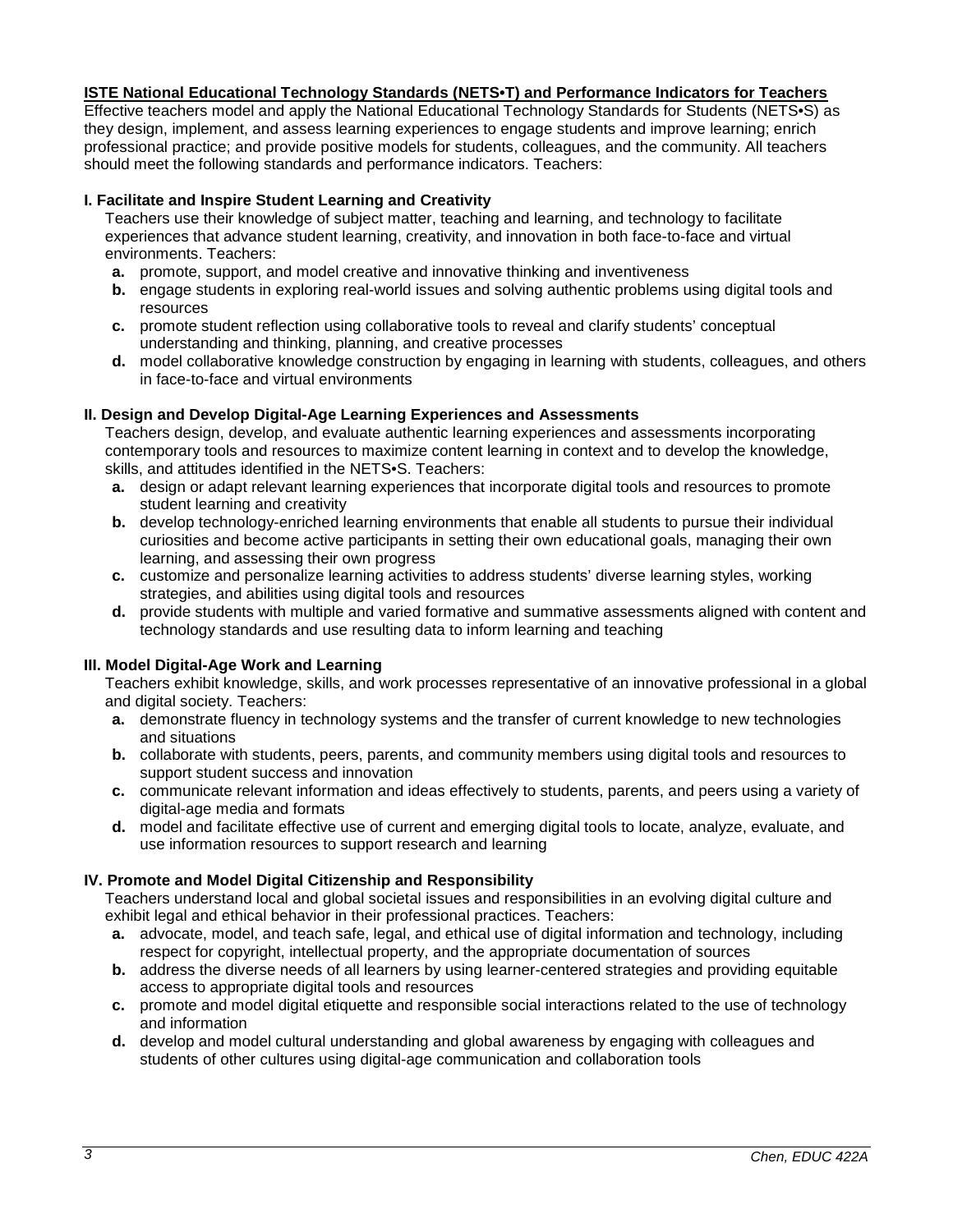**ISTE National Educational Technology Standards (NETS•T) and Performance Indicators for Teachers**

Effective teachers model and apply the National Educational Technology Standards for Students (NETS•S) as they design, implement, and assess learning experiences to engage students and improve learning; enrich professional practice; and provide positive models for students, colleagues, and the community. All teachers should meet the following standards and performance indicators. Teachers:

**I. Facilitate and Inspire Student Learning and Creativity**

Teachers use their knowledge of subject matter, teaching and learning, and technology to facilitate experiences that advance student learning, creativity, and innovation in both face-to-face and virtual environments. Teachers:

- **a.** promote, support, and model creative and innovative thinking and inventiveness
- **b.** engage students in exploring real-world issues and solving authentic problems using digital tools and resources
- **c.** promote student reflection using collaborative tools to reveal and clarify students' conceptual understanding and thinking, planning, and creative processes
- **d.** model collaborative knowledge construction by engaging in learning with students, colleagues, and others in face-to-face and virtual environments

**II. Design and Develop Digital-Age Learning Experiences and Assessments**

Teachers design, develop, and evaluate authentic learning experiences and assessments incorporating contemporary tools and resources to maximize content learning in context and to develop the knowledge, skills, and attitudes identified in the NETS•S. Teachers:

- **a.** design or adapt relevant learning experiences that incorporate digital tools and resources to promote student learning and creativity
- **b.** develop technology-enriched learning environments that enable all students to pursue their individual curiosities and become active participants in setting their own educational goals, managing their own learning, and assessing their own progress
- **c.** customize and personalize learning activities to address students' diverse learning styles, working strategies, and abilities using digital tools and resources
- **d.** provide students with multiple and varied formative and summative assessments aligned with content and technology standards and use resulting data to inform learning and teaching

**III. Model Digital-Age Work and Learning**

Teachers exhibit knowledge, skills, and work processes representative of an innovative professional in a global and digital society. Teachers:

- **a.** demonstrate fluency in technology systems and the transfer of current knowledge to new technologies and situations
- **b.** collaborate with students, peers, parents, and community members using digital tools and resources to support student success and innovation
- **c.** communicate relevant information and ideas effectively to students, parents, and peers using a variety of digital-age media and formats
- **d.** model and facilitate effective use of current and emerging digital tools to locate, analyze, evaluate, and use information resources to support research and learning

**IV. Promote and Model Digital Citizenship and Responsibility**

Teachers understand local and global societal issues and responsibilities in an evolving digital culture and exhibit legal and ethical behavior in their professional practices. Teachers:

- **a.** advocate, model, and teach safe, legal, and ethical use of digital information and technology, including respect for copyright, intellectual property, and the appropriate documentation of sources
- **b.** address the diverse needs of all learners by using learner-centered strategies and providing equitable access to appropriate digital tools and resources
- **c.** promote and model digital etiquette and responsible social interactions related to the use of technology and information
- **d.** develop and model cultural understanding and global awareness by engaging with colleagues and students of other cultures using digital-age communication and collaboration tools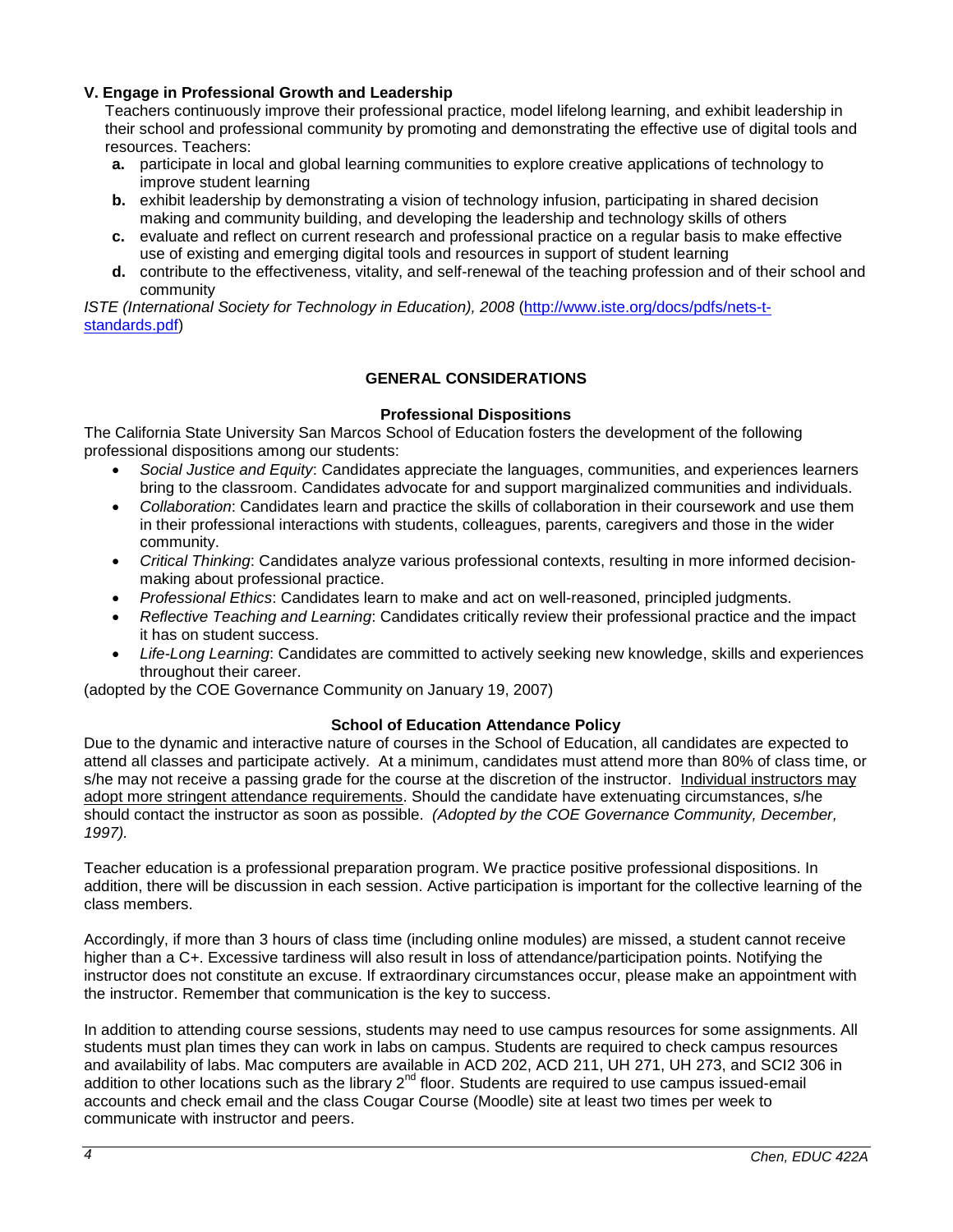**V. Engage in Professional Growth and Leadership**

Teachers continuously improve their professional practice, model lifelong learning, and exhibit leadership in their school and professional community by promoting and demonstrating the effective use of digital tools and resources. Teachers:

- **a.** participate in local and global learning communities to explore creative applications of technology to improve student learning
- **b.** exhibit leadership by demonstrating a vision of technology infusion, participating in shared decision making and community building, and developing the leadership and technology skills of others
- **c.** evaluate and reflect on current research and professional practice on a regular basis to make effective use of existing and emerging digital tools and resources in support of student learning
- **d.** contribute to the effectiveness, vitality, and self-renewal of the teaching profession and of their school and community

*ISTE (International Society for Technology in Education), 2008* (http://www.iste.org/docs/pdfs/nets-t-standards.pdf)

## GENERAL CONSIDERATIONS

### Professional Dispositions

The California State University San Marcos School of Education fosters the development of the following professional dispositions among our students:

- *Social Justice and Equity*: Candidates appreciate the languages, communities, and experiences learners bring to the classroom. Candidates advocate for and support marginalized communities and individuals.
- *Collaboration*: Candidates learn and practice the skills of collaboration in their coursework and use them in their professional interactions with students, colleagues, parents, caregivers and those in the wider community.
- *Critical Thinking*: Candidates analyze various professional contexts, resulting in more informed decision-making about professional practice.
- *Professional Ethics*: Candidates learn to make and act on well-reasoned, principled judgments.
- *Reflective Teaching and Learning*: Candidates critically review their professional practice and the impact it has on student success.
- *Life-Long Learning*: Candidates are committed to actively seeking new knowledge, skills and experiences throughout their career.

(adopted by the COE Governance Community on January 19, 2007)

### School of Education Attendance Policy

Due to the dynamic and interactive nature of courses in the School of Education, all candidates are expected to attend all classes and participate actively. At a minimum, candidates must attend more than 80% of class time, or s/he may not receive a passing grade for the course at the discretion of the instructor. Individual instructors may adopt more stringent attendance requirements. Should the candidate have extenuating circumstances, s/he should contact the instructor as soon as possible. *(Adopted by the COE Governance Community, December, 1997).*

Teacher education is a professional preparation program. We practice positive professional dispositions. In addition, there will be discussion in each session. Active participation is important for the collective learning of the class members.

Accordingly, if more than 3 hours of class time (including online modules) are missed, a student cannot receive higher than a C+. Excessive tardiness will also result in loss of attendance/participation points. Notifying the instructor does not constitute an excuse. If extraordinary circumstances occur, please make an appointment with the instructor. Remember that communication is the key to success.

In addition to attending course sessions, students may need to use campus resources for some assignments. All students must plan times they can work in labs on campus. Students are required to check campus resources and availability of labs. Mac computers are available in ACD 202, ACD 211, UH 271, UH 273, and SCI2 306 in addition to other locations such as the library 2nd floor. Students are required to use campus issued-email accounts and check email and the class Cougar Course (Moodle) site at least two times per week to communicate with instructor and peers.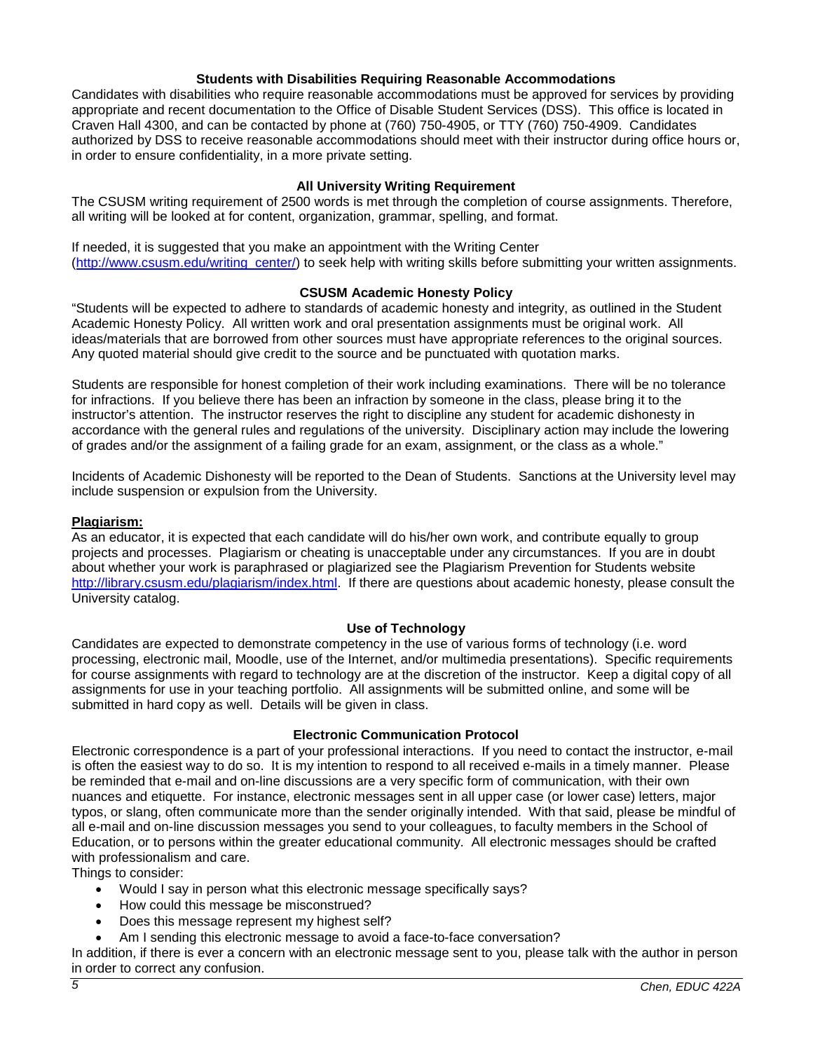### Students with Disabilities Requiring Reasonable Accommodations

Candidates with disabilities who require reasonable accommodations must be approved for services by providing appropriate and recent documentation to the Office of Disable Student Services (DSS). This office is located in Craven Hall 4300, and can be contacted by phone at (760) 750-4905, or TTY (760) 750-4909. Candidates authorized by DSS to receive reasonable accommodations should meet with their instructor during office hours or, in order to ensure confidentiality, in a more private setting.

### All University Writing Requirement

The CSUSM writing requirement of 2500 words is met through the completion of course assignments. Therefore, all writing will be looked at for content, organization, grammar, spelling, and format.

If needed, it is suggested that you make an appointment with the Writing Center (http://www.csusm.edu/writing_center/) to seek help with writing skills before submitting your written assignments.

### CSUSM Academic Honesty Policy

"Students will be expected to adhere to standards of academic honesty and integrity, as outlined in the Student Academic Honesty Policy. All written work and oral presentation assignments must be original work. All ideas/materials that are borrowed from other sources must have appropriate references to the original sources. Any quoted material should give credit to the source and be punctuated with quotation marks.

Students are responsible for honest completion of their work including examinations. There will be no tolerance for infractions. If you believe there has been an infraction by someone in the class, please bring it to the instructor's attention. The instructor reserves the right to discipline any student for academic dishonesty in accordance with the general rules and regulations of the university. Disciplinary action may include the lowering of grades and/or the assignment of a failing grade for an exam, assignment, or the class as a whole."

Incidents of Academic Dishonesty will be reported to the Dean of Students. Sanctions at the University level may include suspension or expulsion from the University.

**Plagiarism:**

As an educator, it is expected that each candidate will do his/her own work, and contribute equally to group projects and processes. Plagiarism or cheating is unacceptable under any circumstances. If you are in doubt about whether your work is paraphrased or plagiarized see the Plagiarism Prevention for Students website http://library.csusm.edu/plagiarism/index.html. If there are questions about academic honesty, please consult the University catalog.

### Use of Technology

Candidates are expected to demonstrate competency in the use of various forms of technology (i.e. word processing, electronic mail, Moodle, use of the Internet, and/or multimedia presentations). Specific requirements for course assignments with regard to technology are at the discretion of the instructor. Keep a digital copy of all assignments for use in your teaching portfolio. All assignments will be submitted online, and some will be submitted in hard copy as well. Details will be given in class.

### Electronic Communication Protocol

Electronic correspondence is a part of your professional interactions. If you need to contact the instructor, e-mail is often the easiest way to do so. It is my intention to respond to all received e-mails in a timely manner. Please be reminded that e-mail and on-line discussions are a very specific form of communication, with their own nuances and etiquette. For instance, electronic messages sent in all upper case (or lower case) letters, major typos, or slang, often communicate more than the sender originally intended. With that said, please be mindful of all e-mail and on-line discussion messages you send to your colleagues, to faculty members in the School of Education, or to persons within the greater educational community. All electronic messages should be crafted with professionalism and care.

Things to consider:

- Would I say in person what this electronic message specifically says?
- How could this message be misconstrued?
- Does this message represent my highest self?
- Am I sending this electronic message to avoid a face-to-face conversation?

In addition, if there is ever a concern with an electronic message sent to you, please talk with the author in person in order to correct any confusion.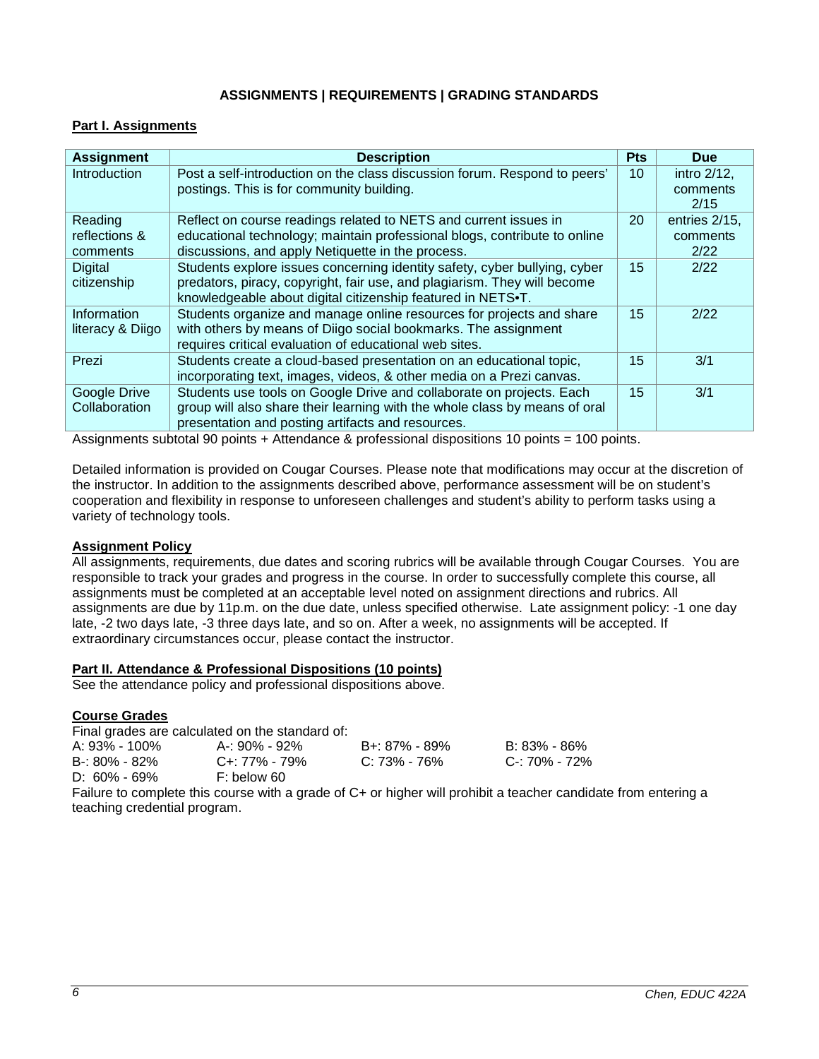## ASSIGNMENTS | REQUIREMENTS | GRADING STANDARDS

### Part I. Assignments

| Assignment | Description | Pts | Due |
|---|---|---|---|
| Introduction | Post a self-introduction on the class discussion forum. Respond to peers' postings. This is for community building. | 10 | intro 2/12, comments 2/15 |
| Reading reflections & comments | Reflect on course readings related to NETS and current issues in educational technology; maintain professional blogs, contribute to online discussions, and apply Netiquette in the process. | 20 | entries 2/15, comments 2/22 |
| Digital citizenship | Students explore issues concerning identity safety, cyber bullying, cyber predators, piracy, copyright, fair use, and plagiarism. They will become knowledgeable about digital citizenship featured in NETS•T. | 15 | 2/22 |
| Information literacy & Diigo | Students organize and manage online resources for projects and share with others by means of Diigo social bookmarks. The assignment requires critical evaluation of educational web sites. | 15 | 2/22 |
| Prezi | Students create a cloud-based presentation on an educational topic, incorporating text, images, videos, & other media on a Prezi canvas. | 15 | 3/1 |
| Google Drive Collaboration | Students use tools on Google Drive and collaborate on projects. Each group will also share their learning with the whole class by means of oral presentation and posting artifacts and resources. | 15 | 3/1 |

Assignments subtotal 90 points + Attendance & professional dispositions 10 points = 100 points.

Detailed information is provided on Cougar Courses. Please note that modifications may occur at the discretion of the instructor. In addition to the assignments described above, performance assessment will be on student's cooperation and flexibility in response to unforeseen challenges and student's ability to perform tasks using a variety of technology tools.

### Assignment Policy

All assignments, requirements, due dates and scoring rubrics will be available through Cougar Courses. You are responsible to track your grades and progress in the course. In order to successfully complete this course, all assignments must be completed at an acceptable level noted on assignment directions and rubrics. All assignments are due by 11p.m. on the due date, unless specified otherwise. Late assignment policy: -1 one day late, -2 two days late, -3 three days late, and so on. After a week, no assignments will be accepted. If extraordinary circumstances occur, please contact the instructor.

### Part II. Attendance & Professional Dispositions (10 points)

See the attendance policy and professional dispositions above.

### Course Grades

Final grades are calculated on the standard of:

| | | | |
|---|---|---|---|
| A: 93% - 100% | A-: 90% - 92% | B+: 87% - 89% | B: 83% - 86% |
| B-: 80% - 82% | C+: 77% - 79% | C: 73% - 76% | C-: 70% - 72% |
| D: 60% - 69% | F: below 60 | | |

Failure to complete this course with a grade of C+ or higher will prohibit a teacher candidate from entering a teaching credential program.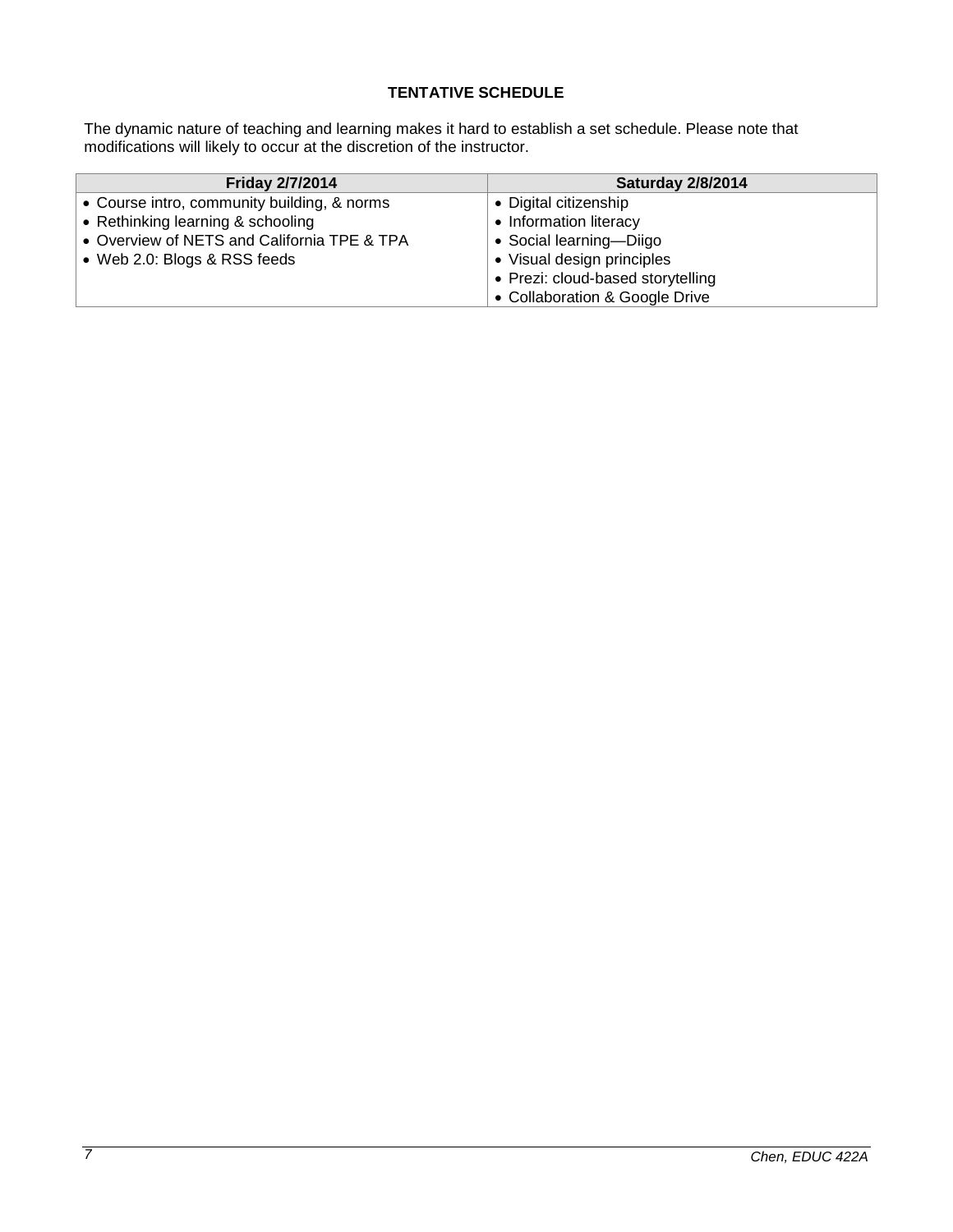## TENTATIVE SCHEDULE

The dynamic nature of teaching and learning makes it hard to establish a set schedule. Please note that modifications will likely to occur at the discretion of the instructor.

| Friday 2/7/2014 | Saturday 2/8/2014 |
|---|---|
| • Course intro, community building, & norms<br>• Rethinking learning & schooling<br>• Overview of NETS and California TPE & TPA<br>• Web 2.0: Blogs & RSS feeds | • Digital citizenship<br>• Information literacy<br>• Social learning—Diigo<br>• Visual design principles<br>• Prezi: cloud-based storytelling<br>• Collaboration & Google Drive |